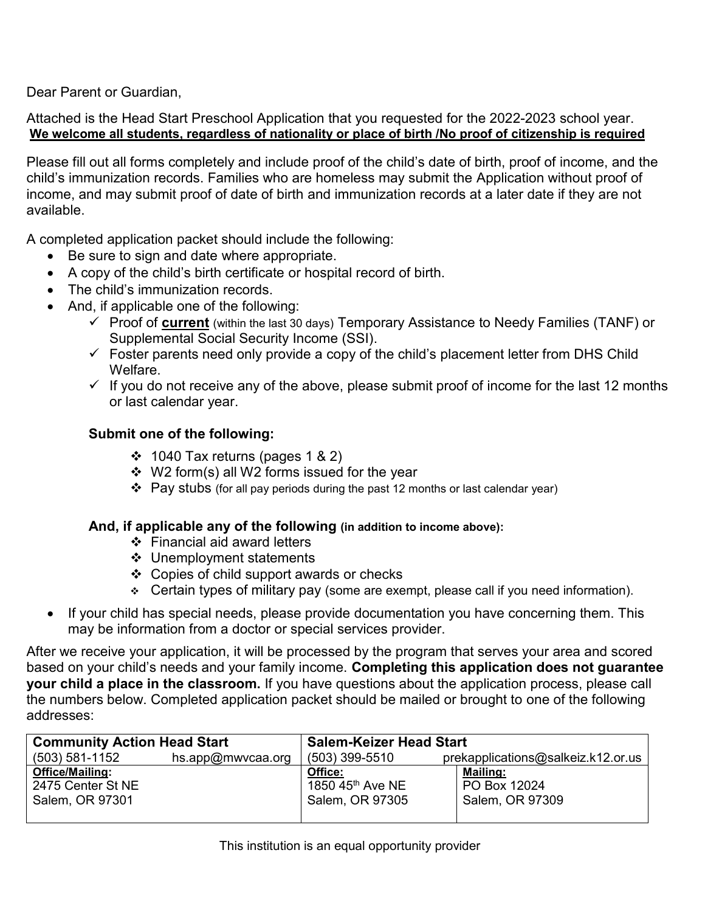Dear Parent or Guardian,

Attached is the Head Start Preschool Application that you requested for the 2022-2023 school year.
**We welcome all students, regardless of nationality or place of birth /No proof of citizenship is required**

Please fill out all forms completely and include proof of the child's date of birth, proof of income, and the child's immunization records. Families who are homeless may submit the Application without proof of income, and may submit proof of date of birth and immunization records at a later date if they are not available.

A completed application packet should include the following:

- Be sure to sign and date where appropriate.
- A copy of the child's birth certificate or hospital record of birth.
- The child's immunization records.
- And, if applicable one of the following:
  - ✓ Proof of **current** (within the last 30 days) Temporary Assistance to Needy Families (TANF) or Supplemental Social Security Income (SSI).
  - ✓ Foster parents need only provide a copy of the child's placement letter from DHS Child Welfare.
  - ✓ If you do not receive any of the above, please submit proof of income for the last 12 months or last calendar year.

  **Submit one of the following:**

  - ❖ 1040 Tax returns (pages 1 & 2)
  - ❖ W2 form(s) all W2 forms issued for the year
  - ❖ Pay stubs (for all pay periods during the past 12 months or last calendar year)

  **And, if applicable any of the following (in addition to income above):**

  - ❖ Financial aid award letters
  - ❖ Unemployment statements
  - ❖ Copies of child support awards or checks
  - ❖ Certain types of military pay (some are exempt, please call if you need information).
- If your child has special needs, please provide documentation you have concerning them. This may be information from a doctor or special services provider.

After we receive your application, it will be processed by the program that serves your area and scored based on your child's needs and your family income. **Completing this application does not guarantee your child a place in the classroom.** If you have questions about the application process, please call the numbers below. Completed application packet should be mailed or brought to one of the following addresses:

| **Community Action Head Start** | | **Salem-Keizer Head Start** | |
|---|---|---|---|
| (503) 581-1152 | hs.app@mwvcaa.org | (503) 399-5510 | prekapplications@salkeiz.k12.or.us |
| **Office/Mailing:**<br>2475 Center St NE<br>Salem, OR 97301 | | **Office:**<br>1850 45th Ave NE<br>Salem, OR 97305 | **Mailing:**<br>PO Box 12024<br>Salem, OR 97309 |

This institution is an equal opportunity provider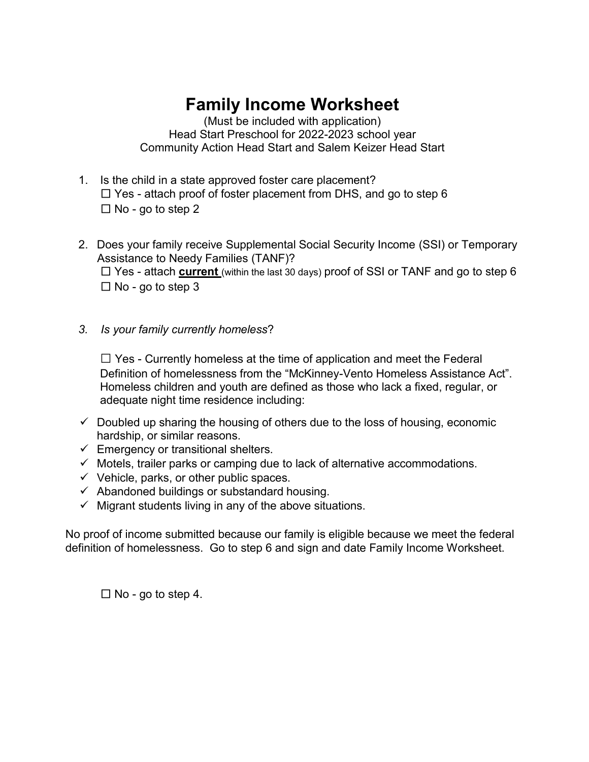# Family Income Worksheet

(Must be included with application)
Head Start Preschool for 2022-2023 school year
Community Action Head Start and Salem Keizer Head Start

1. Is the child in a state approved foster care placement?
   ☐ Yes - attach proof of foster placement from DHS, and go to step 6
   ☐ No - go to step 2

2. Does your family receive Supplemental Social Security Income (SSI) or Temporary Assistance to Needy Families (TANF)?
   ☐ Yes - attach **current** (within the last 30 days) proof of SSI or TANF and go to step 6
   ☐ No - go to step 3

3. *Is your family currently homeless*?

   ☐ Yes - Currently homeless at the time of application and meet the Federal Definition of homelessness from the "McKinney-Vento Homeless Assistance Act". Homeless children and youth are defined as those who lack a fixed, regular, or adequate night time residence including:

- ✓ Doubled up sharing the housing of others due to the loss of housing, economic hardship, or similar reasons.
- ✓ Emergency or transitional shelters.
- ✓ Motels, trailer parks or camping due to lack of alternative accommodations.
- ✓ Vehicle, parks, or other public spaces.
- ✓ Abandoned buildings or substandard housing.
- ✓ Migrant students living in any of the above situations.

No proof of income submitted because our family is eligible because we meet the federal definition of homelessness. Go to step 6 and sign and date Family Income Worksheet.

   ☐ No - go to step 4.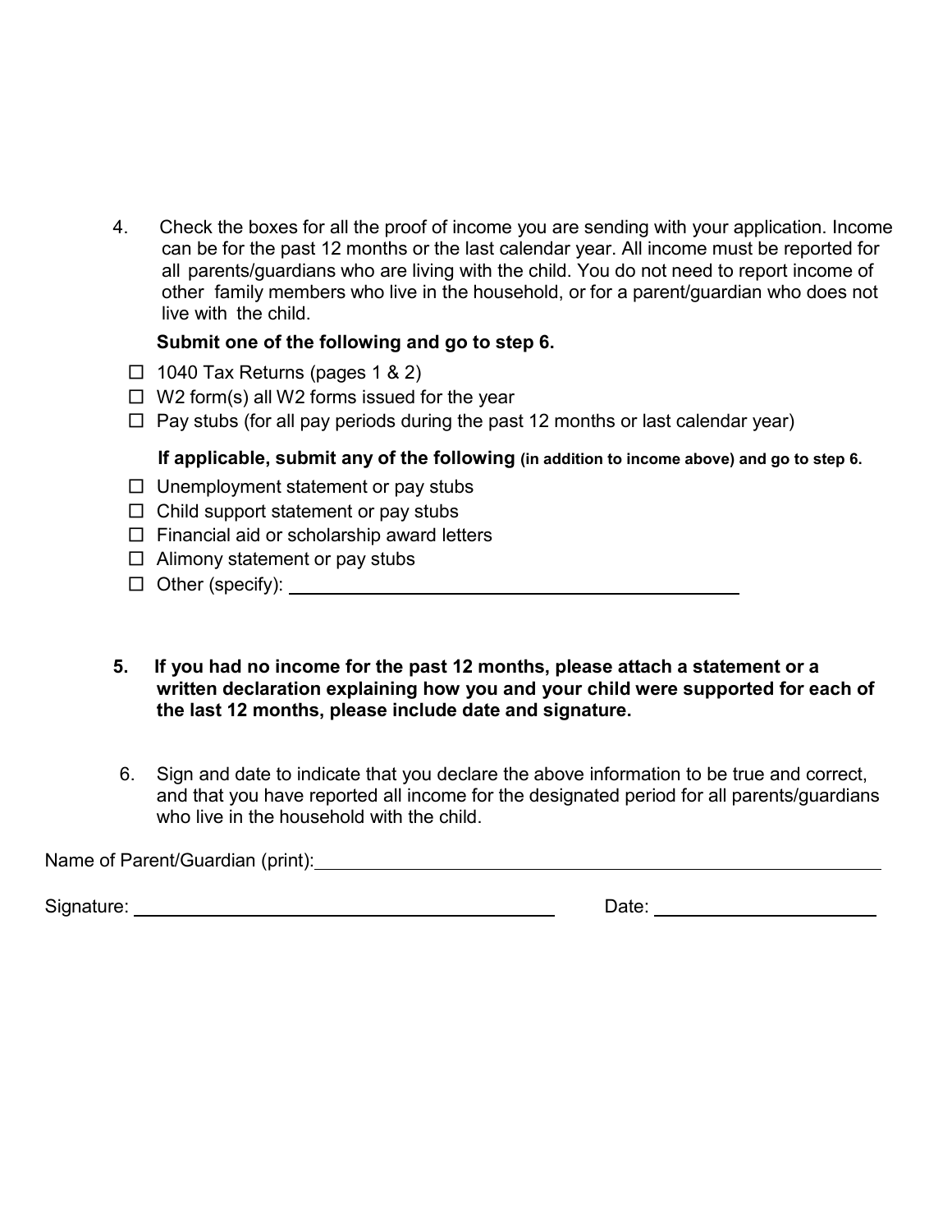4. Check the boxes for all the proof of income you are sending with your application. Income can be for the past 12 months or the last calendar year. All income must be reported for all parents/guardians who are living with the child. You do not need to report income of other family members who live in the household, or for a parent/guardian who does not live with the child.

   **Submit one of the following and go to step 6.**

   - ☐ 1040 Tax Returns (pages 1 & 2)
   - ☐ W2 form(s) all W2 forms issued for the year
   - ☐ Pay stubs (for all pay periods during the past 12 months or last calendar year)

   **If applicable, submit any of the following (in addition to income above) and go to step 6.**

   - ☐ Unemployment statement or pay stubs
   - ☐ Child support statement or pay stubs
   - ☐ Financial aid or scholarship award letters
   - ☐ Alimony statement or pay stubs
   - ☐ Other (specify): ______________________________

5. **If you had no income for the past 12 months, please attach a statement or a written declaration explaining how you and your child were supported for each of the last 12 months, please include date and signature.**

6. Sign and date to indicate that you declare the above information to be true and correct, and that you have reported all income for the designated period for all parents/guardians who live in the household with the child.

Name of Parent/Guardian (print): ______________________________

Signature: ______________________________ Date: ______________________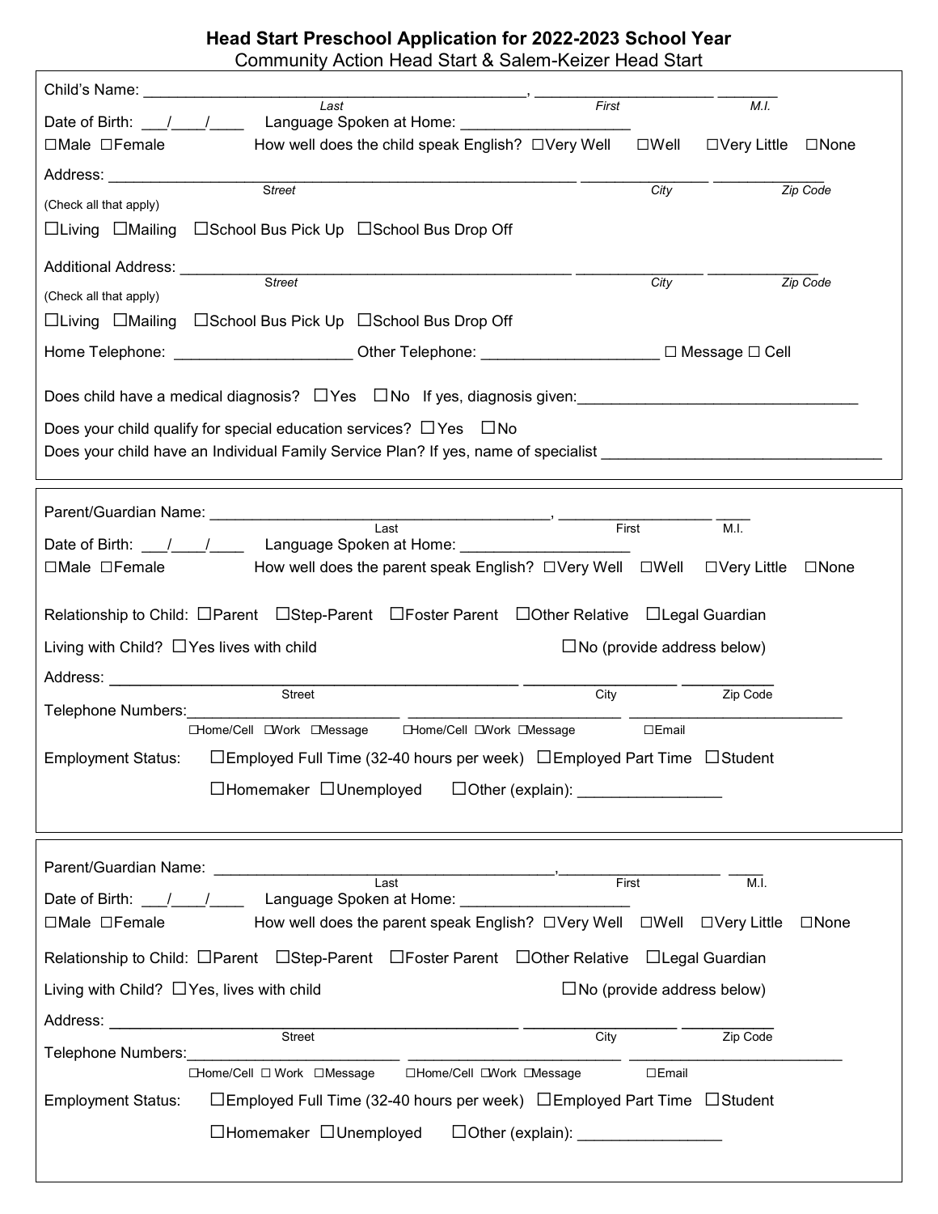## Head Start Preschool Application for 2022-2023 School Year

Community Action Head Start & Salem-Keizer Head Start

---

Child's Name: ____________________________________________, ____________________ _______
*Last* *First* *M.I.*

Date of Birth: ___/____/____ Language Spoken at Home: ____________________

☐Male ☐Female How well does the child speak English? ☐Very Well ☐Well ☐Very Little ☐None

Address: ______________________________________________________ ______________ ____________
*Street* *City* *Zip Code*

(Check all that apply)

☐Living ☐Mailing ☐School Bus Pick Up ☐School Bus Drop Off

Additional Address: _____________________________________________ ______________ ____________
*Street* *City* *Zip Code*

(Check all that apply)

☐Living ☐Mailing ☐School Bus Pick Up ☐School Bus Drop Off

Home Telephone: ____________________ Other Telephone: ____________________ ☐ Message ☐ Cell

Does child have a medical diagnosis? ☐Yes ☐No If yes, diagnosis given:________________________________

Does your child qualify for special education services? ☐Yes ☐No

Does your child have an Individual Family Service Plan? If yes, name of specialist ________________________________

---

Parent/Guardian Name: ________________________________________, __________________ ____
Last First M.I.

Date of Birth: ___/____/____ Language Spoken at Home: ____________________

☐Male ☐Female How well does the parent speak English? ☐Very Well ☐Well ☐Very Little ☐None

Relationship to Child: ☐Parent ☐Step-Parent ☐Foster Parent ☐Other Relative ☐Legal Guardian

Living with Child? ☐Yes lives with child ☐No (provide address below)

Address: _______________________________________________ _________________ __________
Street City Zip Code

Telephone Numbers:________________________ ________________________ ________________________
☐Home/Cell ☐Work ☐Message ☐Home/Cell ☐Work ☐Message ☐Email

Employment Status: ☐Employed Full Time (32-40 hours per week) ☐Employed Part Time ☐Student

☐Homemaker ☐Unemployed ☐Other (explain): ________________

---

Parent/Guardian Name: ________________________________________, __________________ ____
Last First M.I.

Date of Birth: ___/____/____ Language Spoken at Home: ____________________

☐Male ☐Female How well does the parent speak English? ☐Very Well ☐Well ☐Very Little ☐None

Relationship to Child: ☐Parent ☐Step-Parent ☐Foster Parent ☐Other Relative ☐Legal Guardian

Living with Child? ☐Yes, lives with child ☐No (provide address below)

Address: _______________________________________________ _________________ __________
Street City Zip Code

Telephone Numbers:________________________ ________________________ ________________________
☐Home/Cell ☐ Work ☐Message ☐Home/Cell ☐Work ☐Message ☐Email

Employment Status: ☐Employed Full Time (32-40 hours per week) ☐Employed Part Time ☐Student

☐Homemaker ☐Unemployed ☐Other (explain): ________________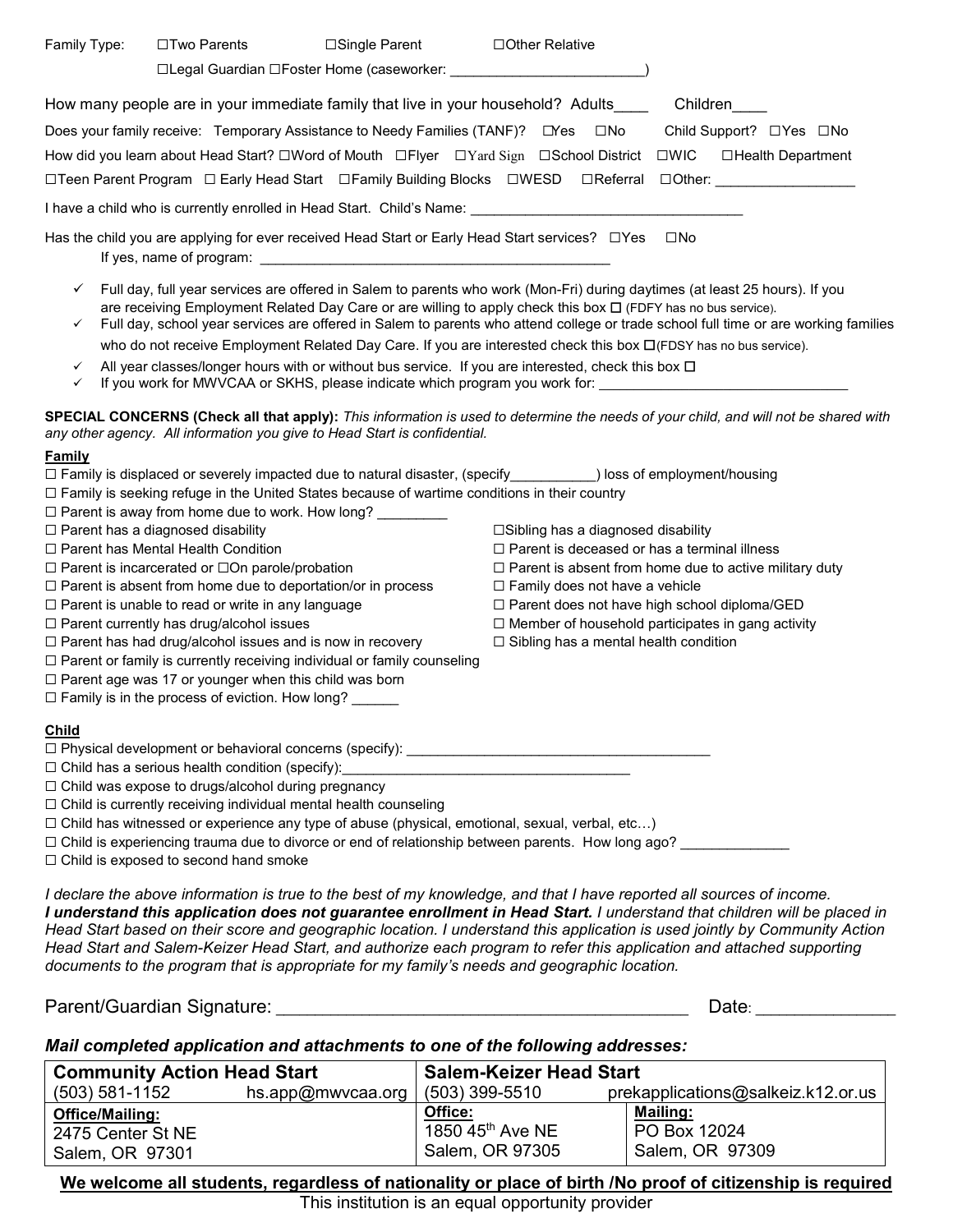Family Type: ☐Two Parents ☐Single Parent ☐Other Relative

☐Legal Guardian ☐Foster Home (caseworker: ________________________)

How many people are in your immediate family that live in your household? Adults____ Children____

Does your family receive: Temporary Assistance to Needy Families (TANF)? ☐Yes ☐No Child Support? ☐Yes ☐No

How did you learn about Head Start? ☐Word of Mouth ☐Flyer ☐Yard Sign ☐School District ☐WIC ☐Health Department

☐Teen Parent Program ☐ Early Head Start ☐Family Building Blocks ☐WESD ☐Referral ☐Other: _________________

I have a child who is currently enrolled in Head Start. Child's Name: ___________________________________

Has the child you are applying for ever received Head Start or Early Head Start services? ☐Yes ☐No

If yes, name of program: _____________________________________________

- ✓ Full day, full year services are offered in Salem to parents who work (Mon-Fri) during daytimes (at least 25 hours). If you are receiving Employment Related Day Care or are willing to apply check this box ☐ (FDFY has no bus service).
- ✓ Full day, school year services are offered in Salem to parents who attend college or trade school full time or are working families who do not receive Employment Related Day Care. If you are interested check this box ☐(FDSY has no bus service).
- ✓ All year classes/longer hours with or without bus service. If you are interested, check this box ☐
- ✓ If you work for MWVCAA or SKHS, please indicate which program you work for: ________________________________

**SPECIAL CONCERNS (Check all that apply):** *This information is used to determine the needs of your child, and will not be shared with any other agency. All information you give to Head Start is confidential.*

**Family**

☐ Family is displaced or severely impacted due to natural disaster, (specify___________) loss of employment/housing

☐ Family is seeking refuge in the United States because of wartime conditions in their country

☐ Parent is away from home due to work. How long? _________

☐ Parent has a diagnosed disability

☐ Parent has Mental Health Condition

☐ Parent is incarcerated or ☐On parole/probation

☐ Parent is absent from home due to deportation/or in process

☐ Parent is unable to read or write in any language

☐ Parent currently has drug/alcohol issues

☐ Parent has had drug/alcohol issues and is now in recovery

☐ Parent or family is currently receiving individual or family counseling

☐ Parent age was 17 or younger when this child was born

☐ Family is in the process of eviction. How long? ______

☐Sibling has a diagnosed disability

☐ Parent is deceased or has a terminal illness

☐ Parent is absent from home due to active military duty

☐ Family does not have a vehicle

☐ Parent does not have high school diploma/GED

☐ Member of household participates in gang activity

☐ Sibling has a mental health condition

**Child**

☐ Physical development or behavioral concerns (specify): _______________________________________

☐ Child has a serious health condition (specify):_____________________________________

☐ Child was expose to drugs/alcohol during pregnancy

☐ Child is currently receiving individual mental health counseling

☐ Child has witnessed or experience any type of abuse (physical, emotional, sexual, verbal, etc…)

☐ Child is experiencing trauma due to divorce or end of relationship between parents. How long ago? _____________

☐ Child is exposed to second hand smoke

*I declare the above information is true to the best of my knowledge, and that I have reported all sources of income.* ***I understand this application does not guarantee enrollment in Head Start.*** *I understand that children will be placed in Head Start based on their score and geographic location. I understand this application is used jointly by Community Action Head Start and Salem-Keizer Head Start, and authorize each program to refer this application and attached supporting documents to the program that is appropriate for my family's needs and geographic location.*

Parent/Guardian Signature: ________________________________________ Date: ______________

***Mail completed application and attachments to one of the following addresses:***

| **Community Action Head Start** | | **Salem-Keizer Head Start** | |
|---|---|---|---|
| (503) 581-1152 | hs.app@mwvcaa.org | (503) 399-5510 | prekapplications@salkeiz.k12.or.us |
| **Office/Mailing:**<br>2475 Center St NE<br>Salem, OR 97301 | | **Office:**<br>1850 45th Ave NE<br>Salem, OR 97305 | **Mailing:**<br>PO Box 12024<br>Salem, OR 97309 |

**We welcome all students, regardless of nationality or place of birth /No proof of citizenship is required**

This institution is an equal opportunity provider